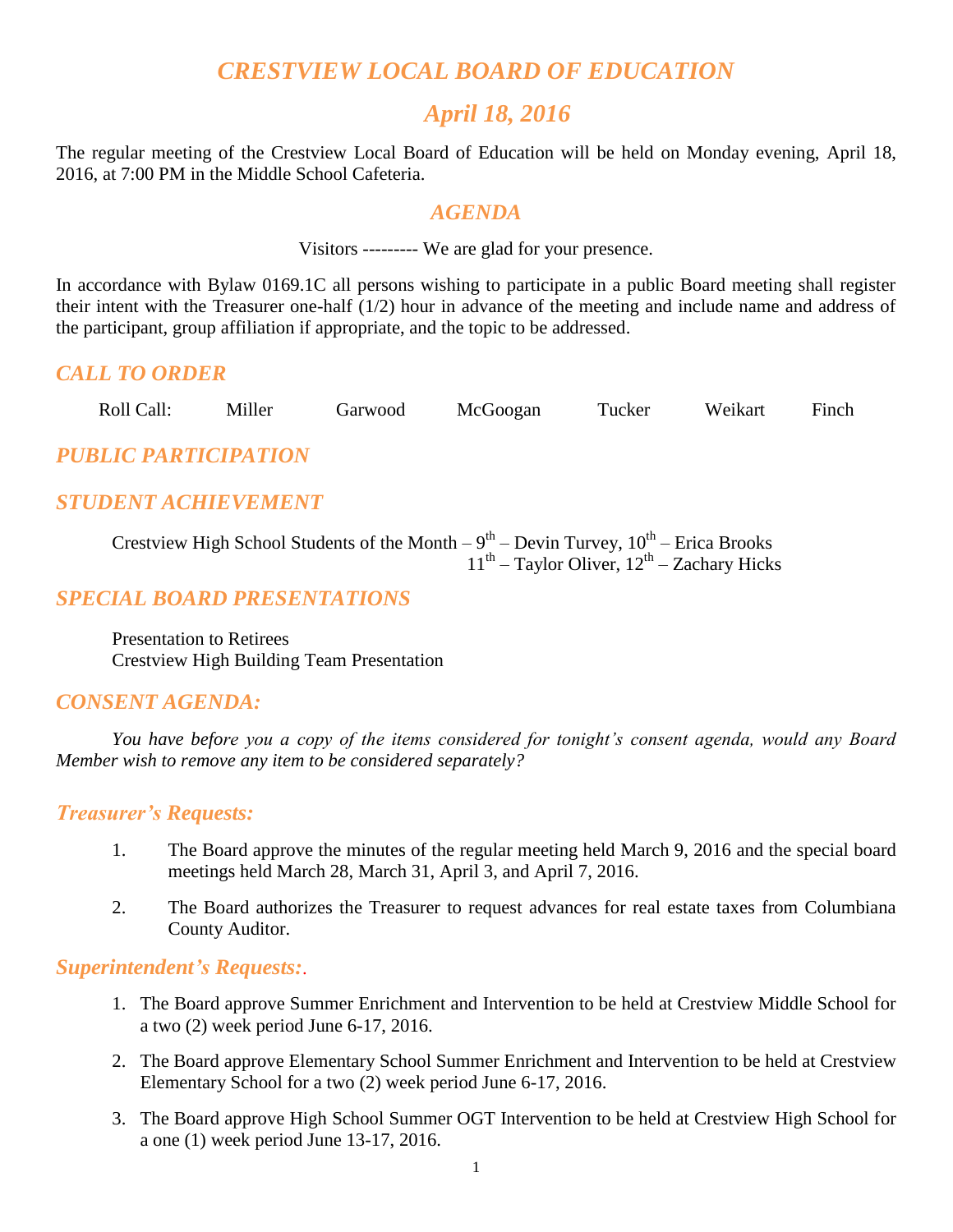# *CRESTVIEW LOCAL BOARD OF EDUCATION*

## *April 18, 2016*

The regular meeting of the Crestview Local Board of Education will be held on Monday evening, April 18, 2016, at 7:00 PM in the Middle School Cafeteria.

## *AGENDA*

Visitors --------- We are glad for your presence.

In accordance with Bylaw 0169.1C all persons wishing to participate in a public Board meeting shall register their intent with the Treasurer one-half (1/2) hour in advance of the meeting and include name and address of the participant, group affiliation if appropriate, and the topic to be addressed.

## *CALL TO ORDER*

Roll Call: Miller Garwood McGoogan Tucker Weikart Finch

## *PUBLIC PARTICIPATION*

## *STUDENT ACHIEVEMENT*

Crestview High School Students of the Month – 9th – Devin Turvey, 10th – Erica Brooks
11th – Taylor Oliver, 12th – Zachary Hicks

## *SPECIAL BOARD PRESENTATIONS*

Presentation to Retirees
Crestview High Building Team Presentation

## *CONSENT AGENDA:*

*You have before you a copy of the items considered for tonight's consent agenda, would any Board Member wish to remove any item to be considered separately?*

### *Treasurer's Requests:*

1. The Board approve the minutes of the regular meeting held March 9, 2016 and the special board meetings held March 28, March 31, April 3, and April 7, 2016.

2. The Board authorizes the Treasurer to request advances for real estate taxes from Columbiana County Auditor.

### *Superintendent's Requests:*.

1. The Board approve Summer Enrichment and Intervention to be held at Crestview Middle School for a two (2) week period June 6-17, 2016.

2. The Board approve Elementary School Summer Enrichment and Intervention to be held at Crestview Elementary School for a two (2) week period June 6-17, 2016.

3. The Board approve High School Summer OGT Intervention to be held at Crestview High School for a one (1) week period June 13-17, 2016.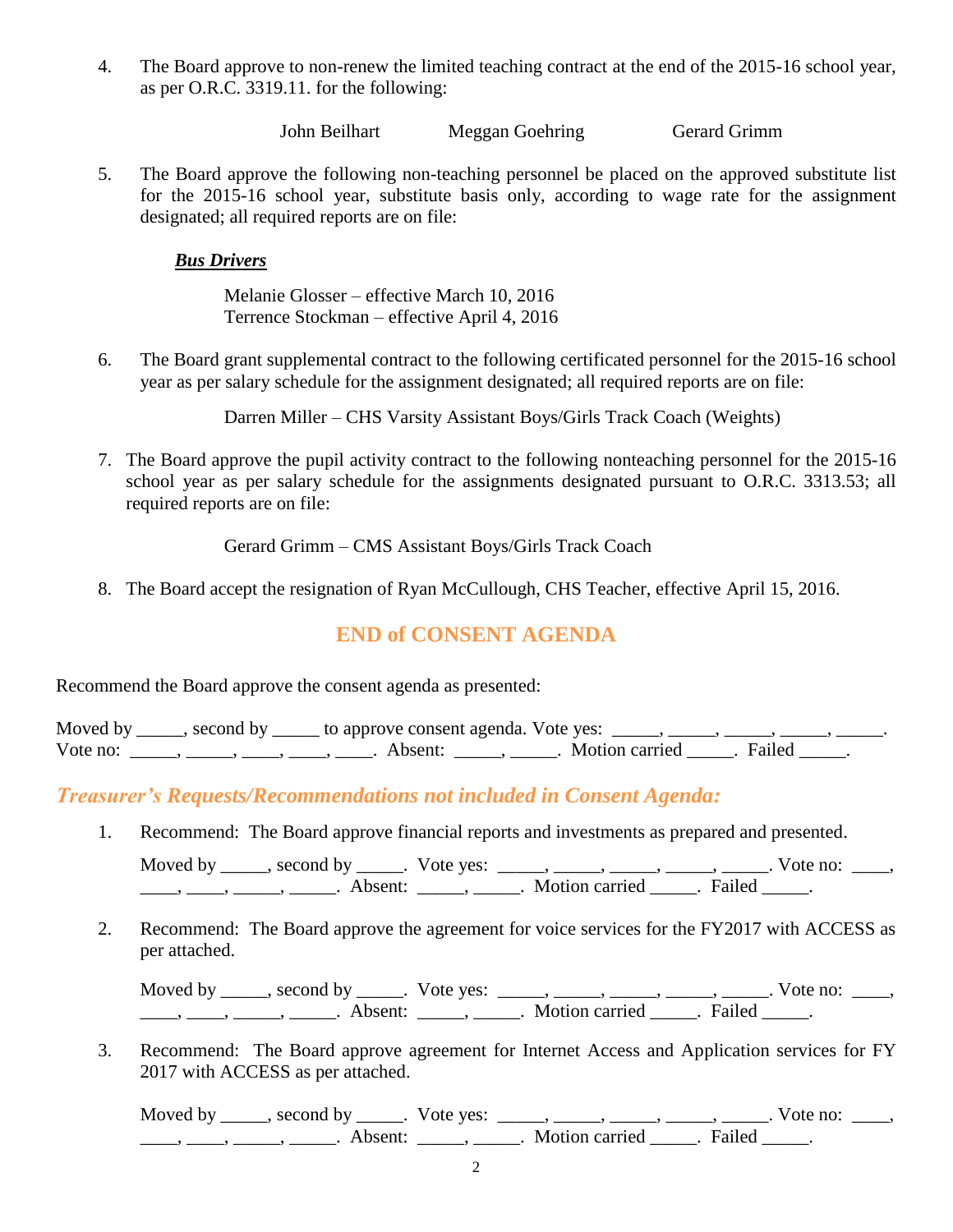4. The Board approve to non-renew the limited teaching contract at the end of the 2015-16 school year, as per O.R.C. 3319.11. for the following:

   John Beilhart Meggan Goehring Gerard Grimm

5. The Board approve the following non-teaching personnel be placed on the approved substitute list for the 2015-16 school year, substitute basis only, according to wage rate for the assignment designated; all required reports are on file:

   ***Bus Drivers***

   Melanie Glosser – effective March 10, 2016
   Terrence Stockman – effective April 4, 2016

6. The Board grant supplemental contract to the following certificated personnel for the 2015-16 school year as per salary schedule for the assignment designated; all required reports are on file:

   Darren Miller – CHS Varsity Assistant Boys/Girls Track Coach (Weights)

7. The Board approve the pupil activity contract to the following nonteaching personnel for the 2015-16 school year as per salary schedule for the assignments designated pursuant to O.R.C. 3313.53; all required reports are on file:

   Gerard Grimm – CMS Assistant Boys/Girls Track Coach

8. The Board accept the resignation of Ryan McCullough, CHS Teacher, effective April 15, 2016.

## END of CONSENT AGENDA

Recommend the Board approve the consent agenda as presented:

Moved by _____, second by _____ to approve consent agenda. Vote yes: _____, _____, _____, _____, _____. Vote no: _____, _____, ____, ____, ____. Absent: _____, _____. Motion carried _____. Failed _____.

## *Treasurer's Requests/Recommendations not included in Consent Agenda:*

1. Recommend: The Board approve financial reports and investments as prepared and presented.

   Moved by _____, second by _____. Vote yes: _____, _____, _____, _____, _____. Vote no: ____, ____, ____, _____, _____. Absent: _____, _____. Motion carried _____. Failed _____.

2. Recommend: The Board approve the agreement for voice services for the FY2017 with ACCESS as per attached.

   Moved by _____, second by _____. Vote yes: _____, _____, _____, _____, _____. Vote no: ____, ____, ____, _____, _____. Absent: _____, _____. Motion carried _____. Failed _____.

3. Recommend: The Board approve agreement for Internet Access and Application services for FY 2017 with ACCESS as per attached.

   Moved by _____, second by _____. Vote yes: _____, _____, _____, _____, _____. Vote no: ____, ____, ____, _____, _____. Absent: _____, _____. Motion carried _____. Failed _____.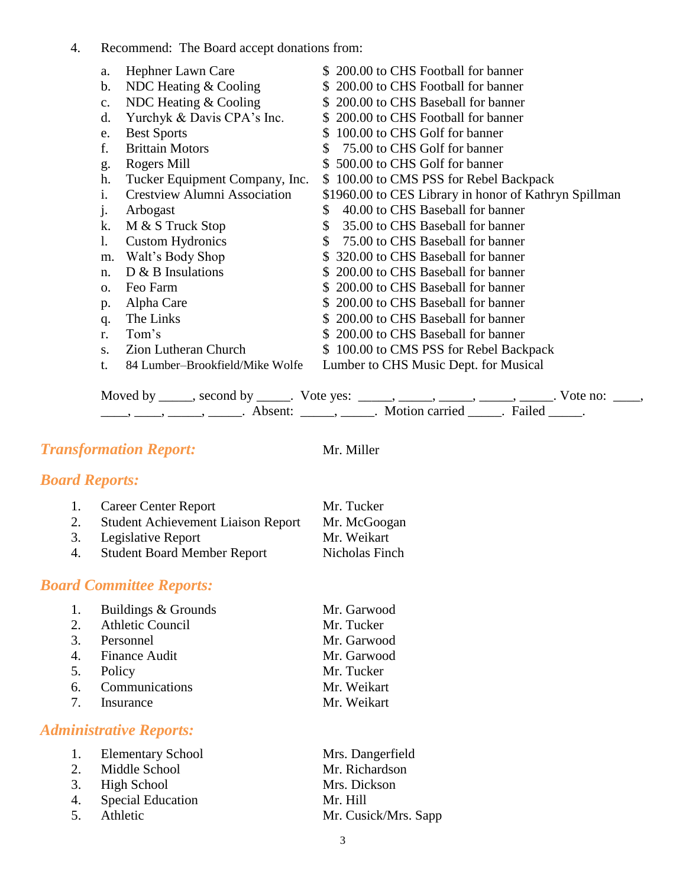4. Recommend: The Board accept donations from:

   a. Hephner Lawn Care — $ 200.00 to CHS Football for banner
   b. NDC Heating & Cooling — $ 200.00 to CHS Football for banner
   c. NDC Heating & Cooling — $ 200.00 to CHS Baseball for banner
   d. Yurchyk & Davis CPA's Inc. — $ 200.00 to CHS Football for banner
   e. Best Sports — $ 100.00 to CHS Golf for banner
   f. Brittain Motors — $ 75.00 to CHS Golf for banner
   g. Rogers Mill — $ 500.00 to CHS Golf for banner
   h. Tucker Equipment Company, Inc. — $ 100.00 to CMS PSS for Rebel Backpack
   i. Crestview Alumni Association — $1960.00 to CES Library in honor of Kathryn Spillman
   j. Arbogast — $ 40.00 to CHS Baseball for banner
   k. M & S Truck Stop — $ 35.00 to CHS Baseball for banner
   l. Custom Hydronics — $ 75.00 to CHS Baseball for banner
   m. Walt's Body Shop — $ 320.00 to CHS Baseball for banner
   n. D & B Insulations — $ 200.00 to CHS Baseball for banner
   o. Feo Farm — $ 200.00 to CHS Baseball for banner
   p. Alpha Care — $ 200.00 to CHS Baseball for banner
   q. The Links — $ 200.00 to CHS Baseball for banner
   r. Tom's — $ 200.00 to CHS Baseball for banner
   s. Zion Lutheran Church — $ 100.00 to CMS PSS for Rebel Backpack
   t. 84 Lumber–Brookfield/Mike Wolfe — Lumber to CHS Music Dept. for Musical

   Moved by _____, second by _____. Vote yes: _____, _____, _____, _____, _____. Vote no: ____, ____, ____, _____, _____. Absent: _____, _____. Motion carried _____. Failed _____.

## *Transformation Report:* Mr. Miller

## *Board Reports:*

1. Career Center Report — Mr. Tucker
2. Student Achievement Liaison Report — Mr. McGoogan
3. Legislative Report — Mr. Weikart
4. Student Board Member Report — Nicholas Finch

## *Board Committee Reports:*

1. Buildings & Grounds — Mr. Garwood
2. Athletic Council — Mr. Tucker
3. Personnel — Mr. Garwood
4. Finance Audit — Mr. Garwood
5. Policy — Mr. Tucker
6. Communications — Mr. Weikart
7. Insurance — Mr. Weikart

## *Administrative Reports:*

1. Elementary School — Mrs. Dangerfield
2. Middle School — Mr. Richardson
3. High School — Mrs. Dickson
4. Special Education — Mr. Hill
5. Athletic — Mr. Cusick/Mrs. Sapp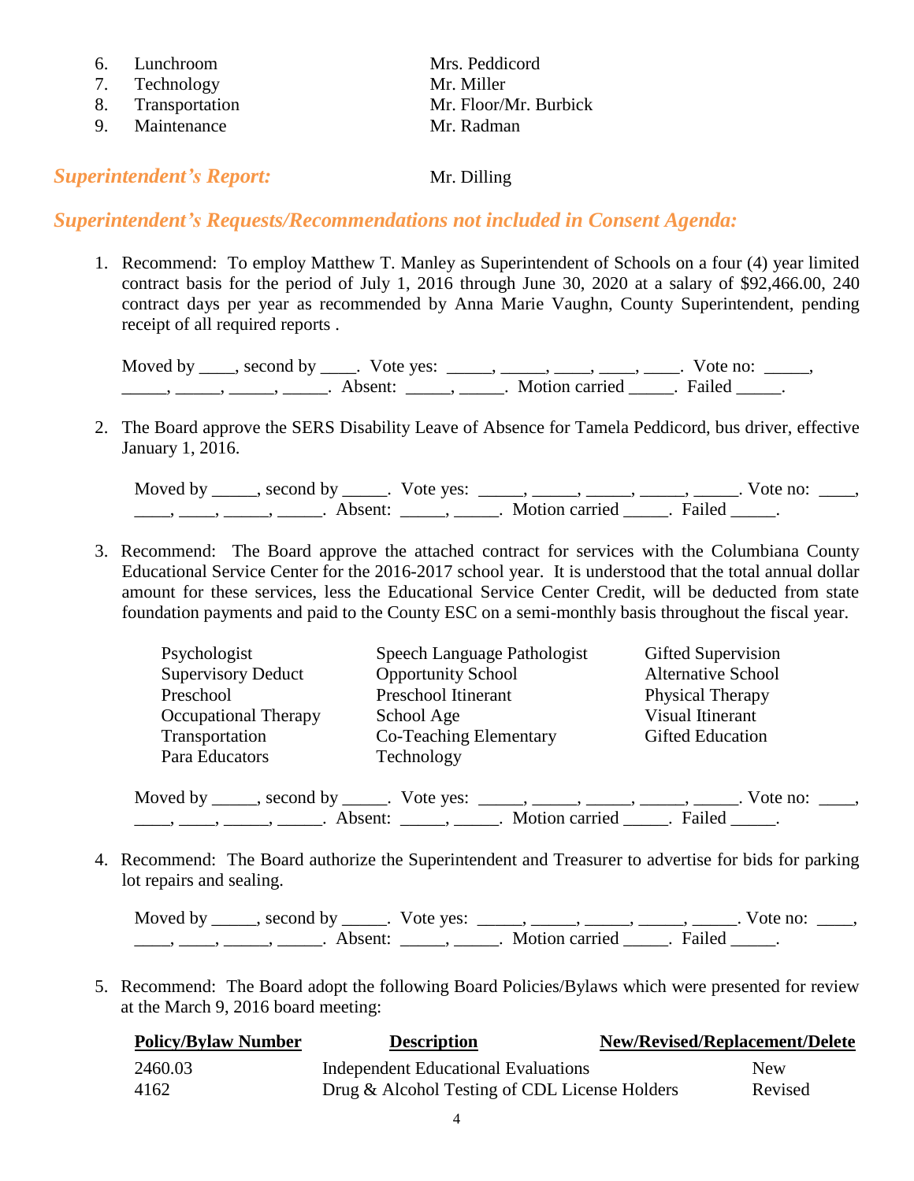6. Lunchroom — Mrs. Peddicord
7. Technology — Mr. Miller
8. Transportation — Mr. Floor/Mr. Burbick
9. Maintenance — Mr. Radman

***Superintendent's Report:*** Mr. Dilling

## *Superintendent's Requests/Recommendations not included in Consent Agenda:*

1. Recommend: To employ Matthew T. Manley as Superintendent of Schools on a four (4) year limited contract basis for the period of July 1, 2016 through June 30, 2020 at a salary of $92,466.00, 240 contract days per year as recommended by Anna Marie Vaughn, County Superintendent, pending receipt of all required reports .

   Moved by ____, second by ____. Vote yes: _____, _____, ____, ____, ____. Vote no: _____, _____, _____, _____, _____. Absent: _____, _____. Motion carried _____. Failed _____.

2. The Board approve the SERS Disability Leave of Absence for Tamela Peddicord, bus driver, effective January 1, 2016.

   Moved by _____, second by _____. Vote yes: _____, _____, _____, _____, _____. Vote no: ____, ____, ____, _____, _____. Absent: _____, _____. Motion carried _____. Failed _____.

3. Recommend: The Board approve the attached contract for services with the Columbiana County Educational Service Center for the 2016-2017 school year. It is understood that the total annual dollar amount for these services, less the Educational Service Center Credit, will be deducted from state foundation payments and paid to the County ESC on a semi-monthly basis throughout the fiscal year.

   | | | |
   |---|---|---|
   | Psychologist | Speech Language Pathologist | Gifted Supervision |
   | Supervisory Deduct | Opportunity School | Alternative School |
   | Preschool | Preschool Itinerant | Physical Therapy |
   | Occupational Therapy | School Age | Visual Itinerant |
   | Transportation | Co-Teaching Elementary | Gifted Education |
   | Para Educators | Technology | |

   Moved by _____, second by _____. Vote yes: _____, _____, _____, _____, _____. Vote no: ____, ____, ____, _____, _____. Absent: _____, _____. Motion carried _____. Failed _____.

4. Recommend: The Board authorize the Superintendent and Treasurer to advertise for bids for parking lot repairs and sealing.

   Moved by _____, second by _____. Vote yes: _____, _____, _____, _____, _____. Vote no: ____, ____, ____, _____, _____. Absent: _____, _____. Motion carried _____. Failed _____.

5. Recommend: The Board adopt the following Board Policies/Bylaws which were presented for review at the March 9, 2016 board meeting:

   | Policy/Bylaw Number | Description | New/Revised/Replacement/Delete |
   |---|---|---|
   | 2460.03 | Independent Educational Evaluations | New |
   | 4162 | Drug & Alcohol Testing of CDL License Holders | Revised |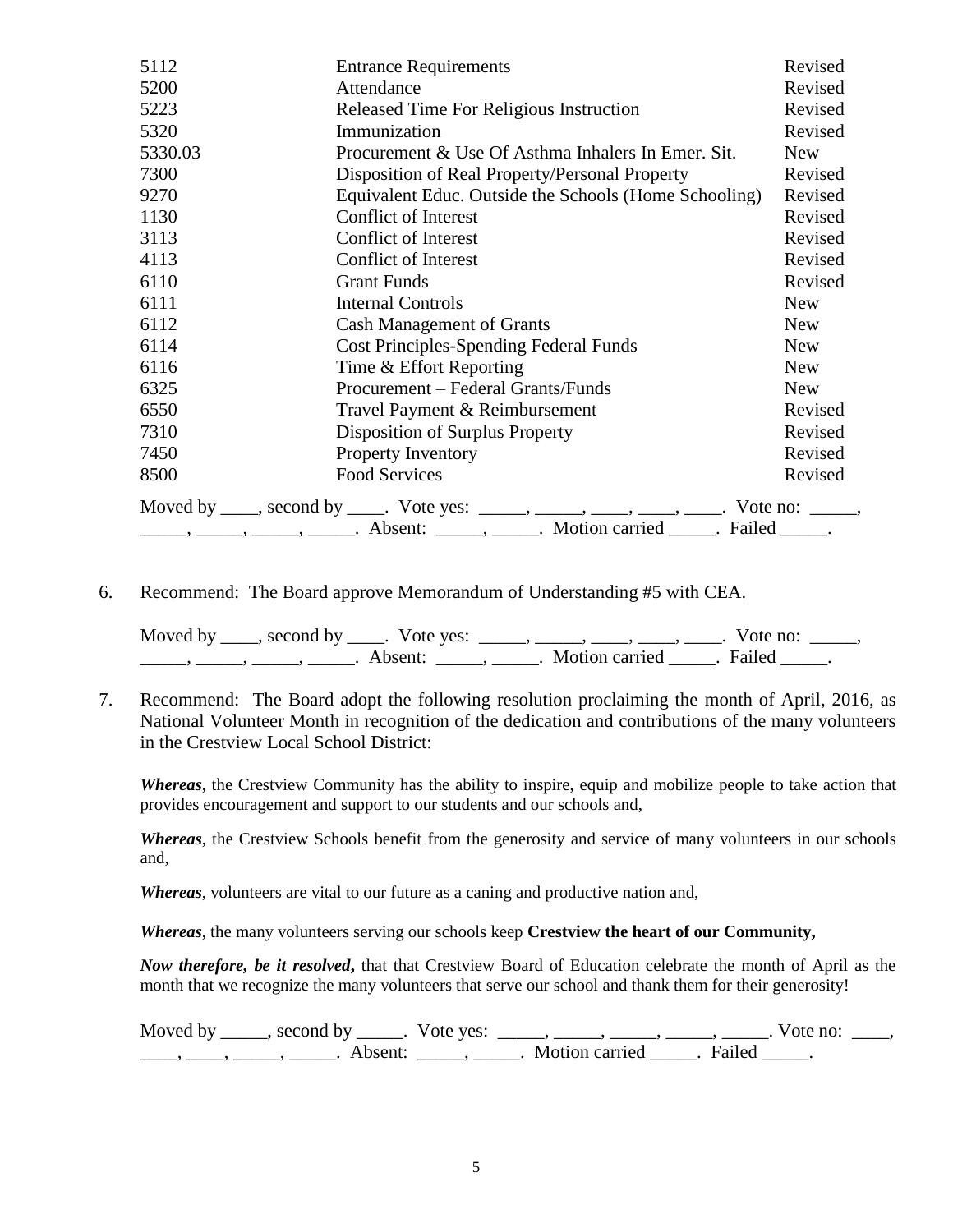| | | |
|---|---|---|
| 5112 | Entrance Requirements | Revised |
| 5200 | Attendance | Revised |
| 5223 | Released Time For Religious Instruction | Revised |
| 5320 | Immunization | Revised |
| 5330.03 | Procurement & Use Of Asthma Inhalers In Emer. Sit. | New |
| 7300 | Disposition of Real Property/Personal Property | Revised |
| 9270 | Equivalent Educ. Outside the Schools (Home Schooling) | Revised |
| 1130 | Conflict of Interest | Revised |
| 3113 | Conflict of Interest | Revised |
| 4113 | Conflict of Interest | Revised |
| 6110 | Grant Funds | Revised |
| 6111 | Internal Controls | New |
| 6112 | Cash Management of Grants | New |
| 6114 | Cost Principles-Spending Federal Funds | New |
| 6116 | Time & Effort Reporting | New |
| 6325 | Procurement – Federal Grants/Funds | New |
| 6550 | Travel Payment & Reimbursement | Revised |
| 7310 | Disposition of Surplus Property | Revised |
| 7450 | Property Inventory | Revised |
| 8500 | Food Services | Revised |

Moved by ____, second by ____. Vote yes: _____, _____, ____, ____, ____. Vote no: _____, _____, _____, _____, _____. Absent: _____, _____. Motion carried _____. Failed _____.

6. Recommend: The Board approve Memorandum of Understanding #5 with CEA.

   Moved by ____, second by ____. Vote yes: _____, _____, ____, ____, ____. Vote no: _____, _____, _____, _____, _____. Absent: _____, _____. Motion carried _____. Failed _____.

7. Recommend: The Board adopt the following resolution proclaiming the month of April, 2016, as National Volunteer Month in recognition of the dedication and contributions of the many volunteers in the Crestview Local School District:

   ***Whereas***, the Crestview Community has the ability to inspire, equip and mobilize people to take action that provides encouragement and support to our students and our schools and,

   ***Whereas***, the Crestview Schools benefit from the generosity and service of many volunteers in our schools and,

   ***Whereas***, volunteers are vital to our future as a caning and productive nation and,

   ***Whereas***, the many volunteers serving our schools keep **Crestview the heart of our Community,**

   ***Now therefore, be it resolved***, that that Crestview Board of Education celebrate the month of April as the month that we recognize the many volunteers that serve our school and thank them for their generosity!

   Moved by _____, second by _____. Vote yes: _____, _____, _____, _____, _____. Vote no: ____, ____, ____, _____, _____. Absent: _____, _____. Motion carried _____. Failed _____.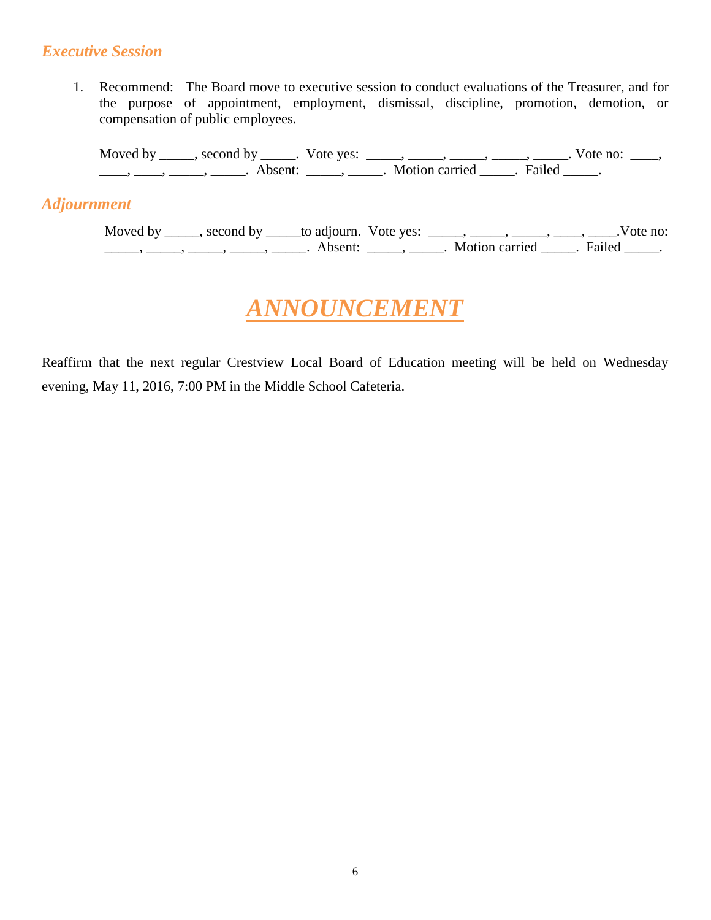## *Executive Session*

1. Recommend: The Board move to executive session to conduct evaluations of the Treasurer, and for the purpose of appointment, employment, dismissal, discipline, promotion, demotion, or compensation of public employees.

   Moved by _____, second by _____. Vote yes: _____, _____, _____, _____, _____. Vote no: ____, ____, ____, _____, _____. Absent: _____, _____. Motion carried _____. Failed _____.

## *Adjournment*

Moved by _____, second by _____to adjourn. Vote yes: _____, _____, _____, ____, ____.Vote no: _____, _____, _____, _____, _____. Absent: _____, _____. Motion carried _____. Failed _____.

# *ANNOUNCEMENT*

Reaffirm that the next regular Crestview Local Board of Education meeting will be held on Wednesday evening, May 11, 2016, 7:00 PM in the Middle School Cafeteria.